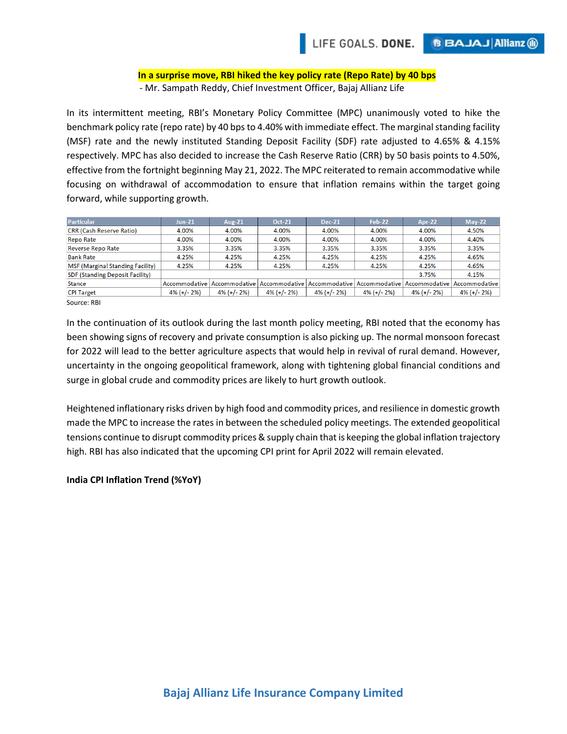**In a surprise move, RBI hiked the key policy rate (Repo Rate) by 40 bps**

- Mr. Sampath Reddy, Chief Investment Officer, Bajaj Allianz Life

In its intermittent meeting, RBI's Monetary Policy Committee (MPC) unanimously voted to hike the benchmark policy rate (repo rate) by 40 bps to 4.40% with immediate effect. The marginal standing facility (MSF) rate and the newly instituted Standing Deposit Facility (SDF) rate adjusted to 4.65% & 4.15% respectively. MPC has also decided to increase the Cash Reserve Ratio (CRR) by 50 basis points to 4.50%, effective from the fortnight beginning May 21, 2022. The MPC reiterated to remain accommodative while focusing on withdrawal of accommodation to ensure that inflation remains within the target going forward, while supporting growth.

| Particular | Jun-21 | Aug-21 | Oct-21 | Dec-21 | Feb-22 | Apr-22 | May-22 |
|---|---|---|---|---|---|---|---|
| CRR (Cash Reserve Ratio) | 4.00% | 4.00% | 4.00% | 4.00% | 4.00% | 4.00% | 4.50% |
| Repo Rate | 4.00% | 4.00% | 4.00% | 4.00% | 4.00% | 4.00% | 4.40% |
| Reverse Repo Rate | 3.35% | 3.35% | 3.35% | 3.35% | 3.35% | 3.35% | 3.35% |
| Bank Rate | 4.25% | 4.25% | 4.25% | 4.25% | 4.25% | 4.25% | 4.65% |
| MSF (Marginal Standing Facility) | 4.25% | 4.25% | 4.25% | 4.25% | 4.25% | 4.25% | 4.65% |
| SDF (Standing Deposit Facility) | | | | | | 3.75% | 4.15% |
| Stance | Accommodative | Accommodative | Accommodative | Accommodative | Accommodative | Accommodative | Accommodative |
| CPI Target | 4% (+/- 2%) | 4% (+/- 2%) | 4% (+/- 2%) | 4% (+/- 2%) | 4% (+/- 2%) | 4% (+/- 2%) | 4% (+/- 2%) |

Source: RBI

In the continuation of its outlook during the last month policy meeting, RBI noted that the economy has been showing signs of recovery and private consumption is also picking up. The normal monsoon forecast for 2022 will lead to the better agriculture aspects that would help in revival of rural demand. However, uncertainty in the ongoing geopolitical framework, along with tightening global financial conditions and surge in global crude and commodity prices are likely to hurt growth outlook.

Heightened inflationary risks driven by high food and commodity prices, and resilience in domestic growth made the MPC to increase the rates in between the scheduled policy meetings. The extended geopolitical tensions continue to disrupt commodity prices & supply chain that is keeping the global inflation trajectory high. RBI has also indicated that the upcoming CPI print for April 2022 will remain elevated.

**India CPI Inflation Trend (%YoY)**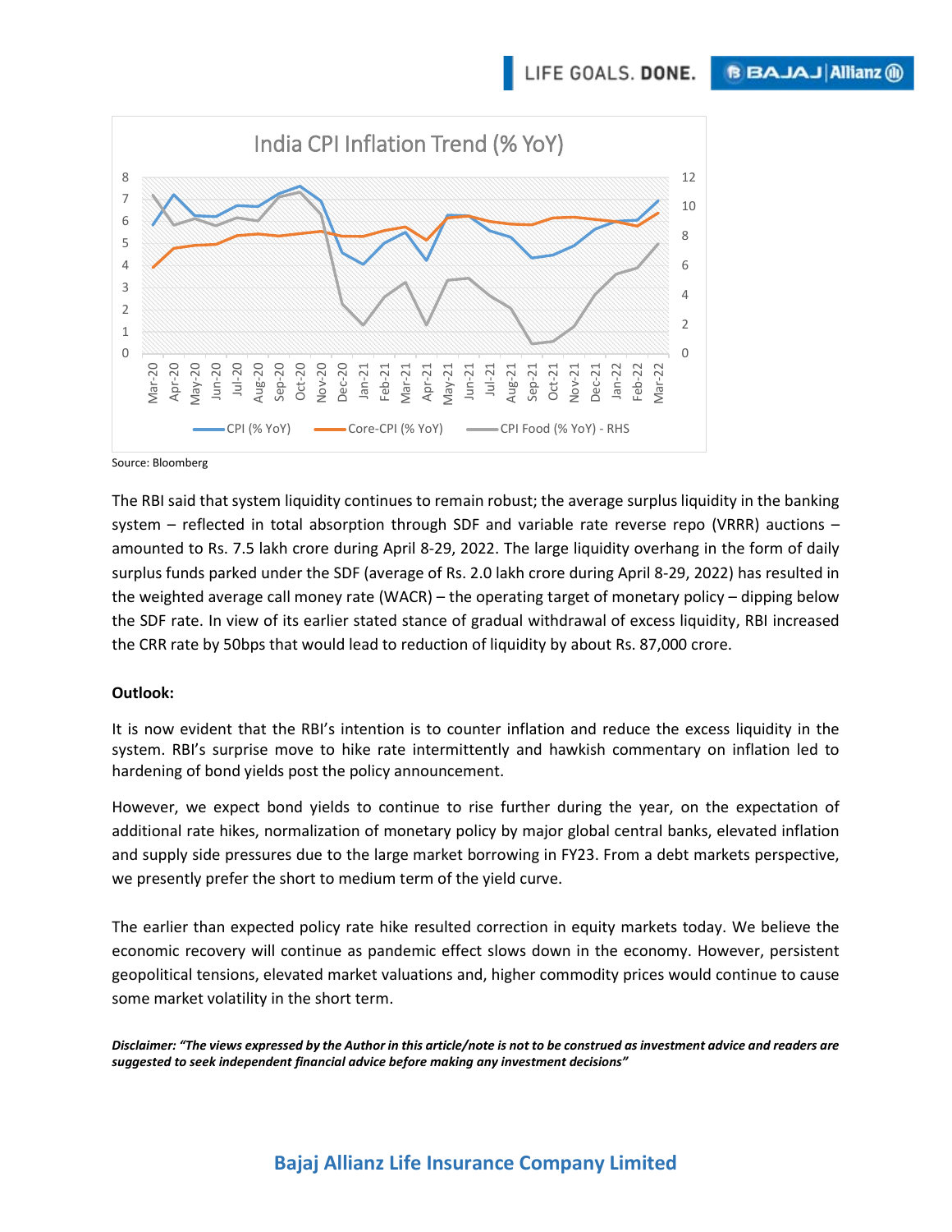India CPI Inflation Trend (% YoY)

8
7
6
5
4
3
2
1
0

12
10
8
6
4
2
0

Mar-20 Apr-20 May-20 Jun-20 Jul-20 Aug-20 Sep-20 Oct-20 Nov-20 Dec-20 Jan-21 Feb-21 Mar-21 Apr-21 May-21 Jun-21 Jul-21 Aug-21 Sep-21 Oct-21 Nov-21 Dec-21 Jan-22 Feb-22 Mar-22

CPI (% YoY) Core-CPI (% YoY) CPI Food (% YoY) - RHS

Source: Bloomberg

The RBI said that system liquidity continues to remain robust; the average surplus liquidity in the banking system – reflected in total absorption through SDF and variable rate reverse repo (VRRR) auctions – amounted to Rs. 7.5 lakh crore during April 8-29, 2022. The large liquidity overhang in the form of daily surplus funds parked under the SDF (average of Rs. 2.0 lakh crore during April 8-29, 2022) has resulted in the weighted average call money rate (WACR) – the operating target of monetary policy – dipping below the SDF rate. In view of its earlier stated stance of gradual withdrawal of excess liquidity, RBI increased the CRR rate by 50bps that would lead to reduction of liquidity by about Rs. 87,000 crore.

**Outlook:**

It is now evident that the RBI's intention is to counter inflation and reduce the excess liquidity in the system. RBI's surprise move to hike rate intermittently and hawkish commentary on inflation led to hardening of bond yields post the policy announcement.

However, we expect bond yields to continue to rise further during the year, on the expectation of additional rate hikes, normalization of monetary policy by major global central banks, elevated inflation and supply side pressures due to the large market borrowing in FY23. From a debt markets perspective, we presently prefer the short to medium term of the yield curve.

The earlier than expected policy rate hike resulted correction in equity markets today. We believe the economic recovery will continue as pandemic effect slows down in the economy. However, persistent geopolitical tensions, elevated market valuations and, higher commodity prices would continue to cause some market volatility in the short term.

***Disclaimer: "The views expressed by the Author in this article/note is not to be construed as investment advice and readers are suggested to seek independent financial advice before making any investment decisions"***

**Bajaj Allianz Life Insurance Company Limited**